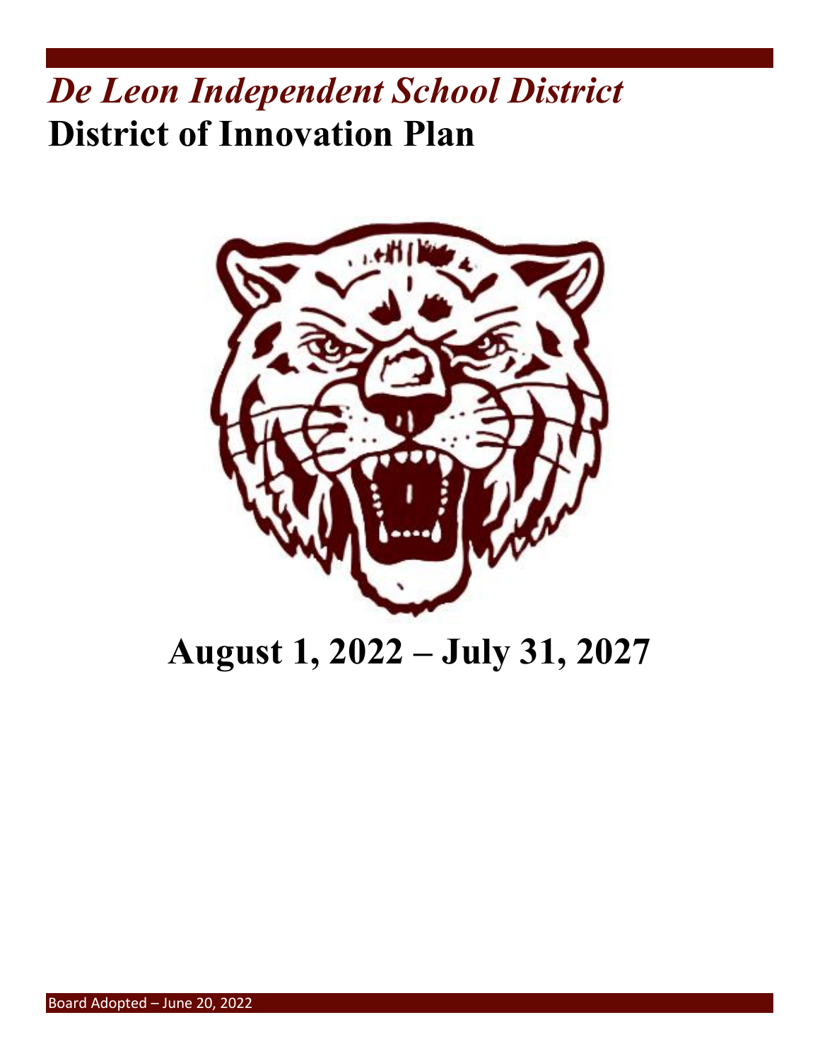# *De Leon Independent School District*

# District of Innovation Plan

## August 1, 2022 – July 31, 2027

Board Adopted – June 20, 2022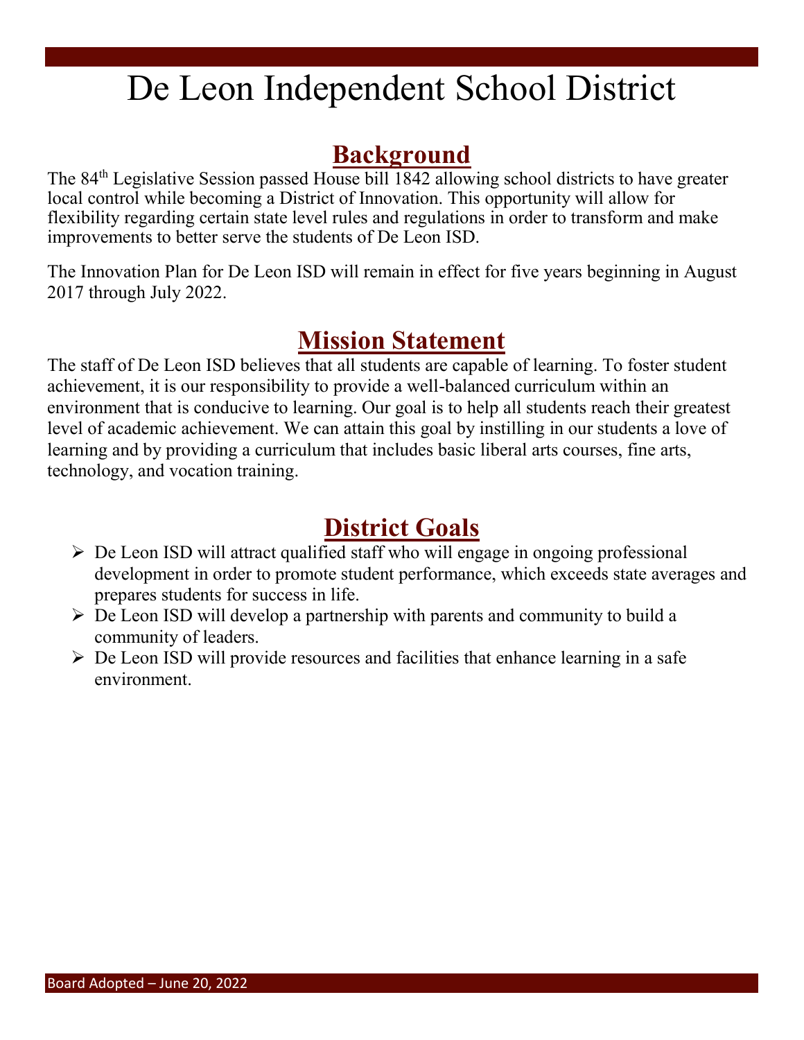# De Leon Independent School District

## Background

The 84th Legislative Session passed House bill 1842 allowing school districts to have greater local control while becoming a District of Innovation. This opportunity will allow for flexibility regarding certain state level rules and regulations in order to transform and make improvements to better serve the students of De Leon ISD.

The Innovation Plan for De Leon ISD will remain in effect for five years beginning in August 2017 through July 2022.

## Mission Statement

The staff of De Leon ISD believes that all students are capable of learning. To foster student achievement, it is our responsibility to provide a well-balanced curriculum within an environment that is conducive to learning. Our goal is to help all students reach their greatest level of academic achievement. We can attain this goal by instilling in our students a love of learning and by providing a curriculum that includes basic liberal arts courses, fine arts, technology, and vocation training.

## District Goals

- De Leon ISD will attract qualified staff who will engage in ongoing professional development in order to promote student performance, which exceeds state averages and prepares students for success in life.
- De Leon ISD will develop a partnership with parents and community to build a community of leaders.
- De Leon ISD will provide resources and facilities that enhance learning in a safe environment.

Board Adopted – June 20, 2022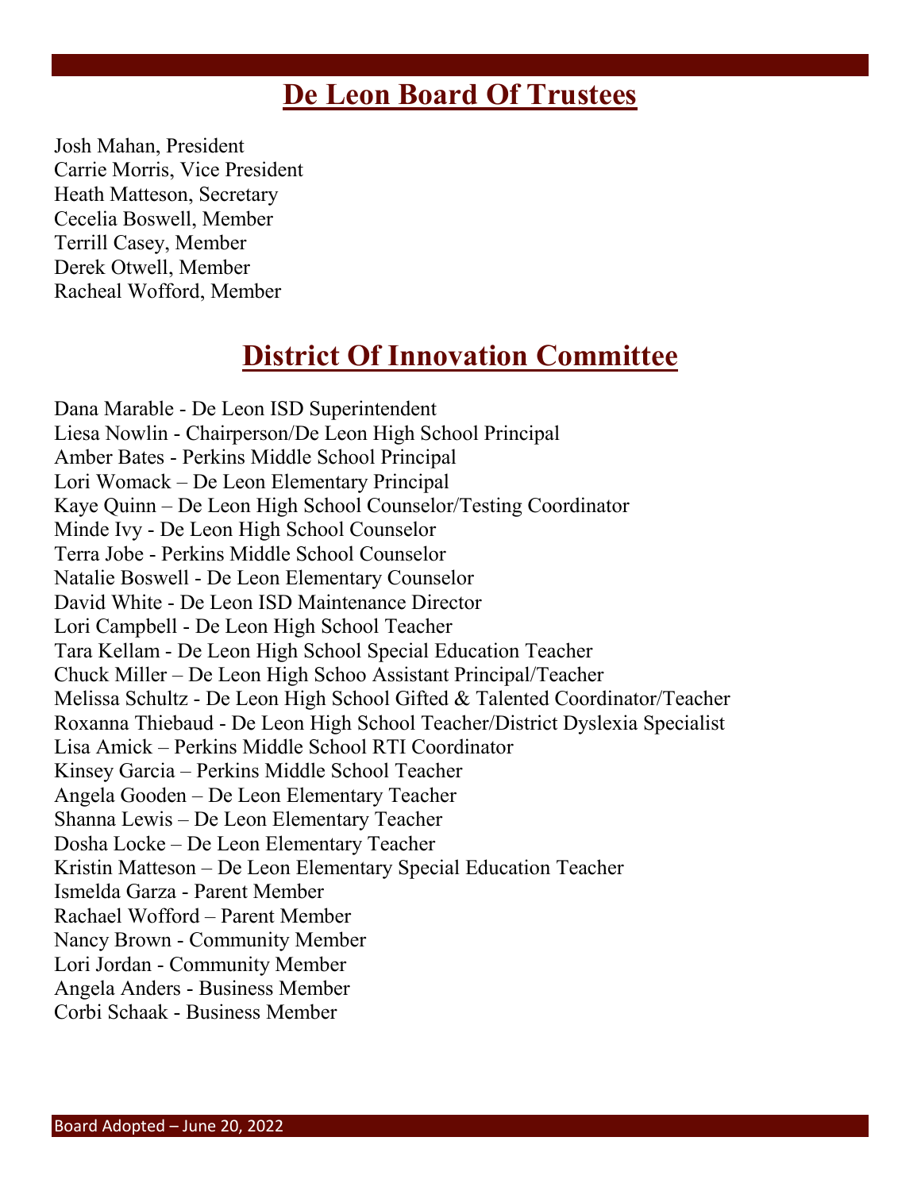# De Leon Board Of Trustees

Josh Mahan, President
Carrie Morris, Vice President
Heath Matteson, Secretary
Cecelia Boswell, Member
Terrill Casey, Member
Derek Otwell, Member
Racheal Wofford, Member

# District Of Innovation Committee

Dana Marable - De Leon ISD Superintendent
Liesa Nowlin - Chairperson/De Leon High School Principal
Amber Bates - Perkins Middle School Principal
Lori Womack – De Leon Elementary Principal
Kaye Quinn – De Leon High School Counselor/Testing Coordinator
Minde Ivy - De Leon High School Counselor
Terra Jobe - Perkins Middle School Counselor
Natalie Boswell - De Leon Elementary Counselor
David White - De Leon ISD Maintenance Director
Lori Campbell - De Leon High School Teacher
Tara Kellam - De Leon High School Special Education Teacher
Chuck Miller – De Leon High Schoo Assistant Principal/Teacher
Melissa Schultz - De Leon High School Gifted & Talented Coordinator/Teacher
Roxanna Thiebaud - De Leon High School Teacher/District Dyslexia Specialist
Lisa Amick – Perkins Middle School RTI Coordinator
Kinsey Garcia – Perkins Middle School Teacher
Angela Gooden – De Leon Elementary Teacher
Shanna Lewis – De Leon Elementary Teacher
Dosha Locke – De Leon Elementary Teacher
Kristin Matteson – De Leon Elementary Special Education Teacher
Ismelda Garza - Parent Member
Rachael Wofford – Parent Member
Nancy Brown - Community Member
Lori Jordan - Community Member
Angela Anders - Business Member
Corbi Schaak - Business Member

Board Adopted – June 20, 2022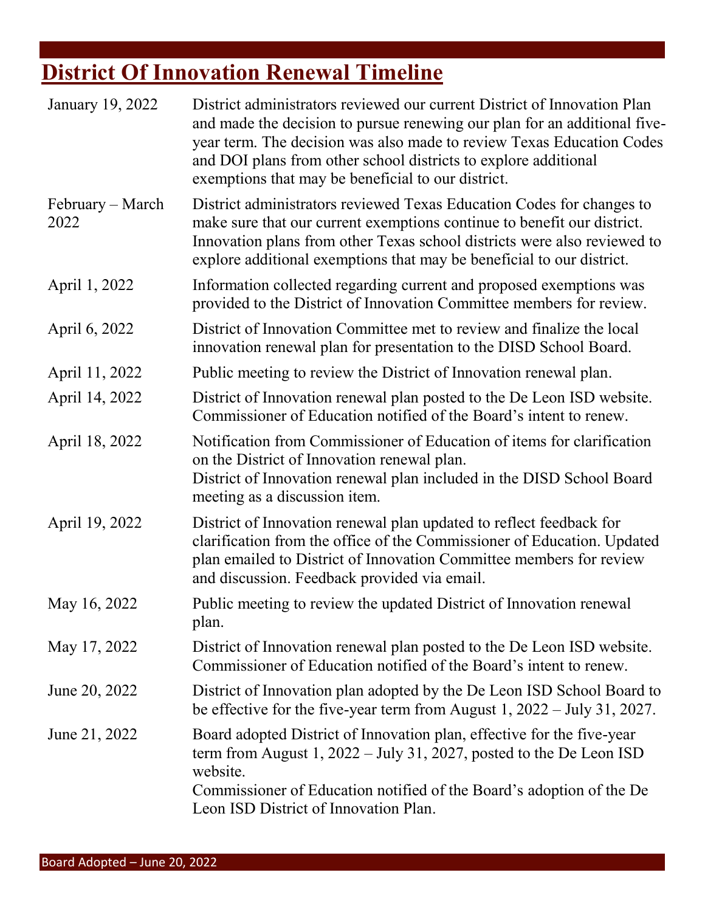# District Of Innovation Renewal Timeline

| Date | Activity |
| --- | --- |
| January 19, 2022 | District administrators reviewed our current District of Innovation Plan and made the decision to pursue renewing our plan for an additional five-year term. The decision was also made to review Texas Education Codes and DOI plans from other school districts to explore additional exemptions that may be beneficial to our district. |
| February – March 2022 | District administrators reviewed Texas Education Codes for changes to make sure that our current exemptions continue to benefit our district. Innovation plans from other Texas school districts were also reviewed to explore additional exemptions that may be beneficial to our district. |
| April 1, 2022 | Information collected regarding current and proposed exemptions was provided to the District of Innovation Committee members for review. |
| April 6, 2022 | District of Innovation Committee met to review and finalize the local innovation renewal plan for presentation to the DISD School Board. |
| April 11, 2022 | Public meeting to review the District of Innovation renewal plan. |
| April 14, 2022 | District of Innovation renewal plan posted to the De Leon ISD website. Commissioner of Education notified of the Board's intent to renew. |
| April 18, 2022 | Notification from Commissioner of Education of items for clarification on the District of Innovation renewal plan.<br>District of Innovation renewal plan included in the DISD School Board meeting as a discussion item. |
| April 19, 2022 | District of Innovation renewal plan updated to reflect feedback for clarification from the office of the Commissioner of Education. Updated plan emailed to District of Innovation Committee members for review and discussion. Feedback provided via email. |
| May 16, 2022 | Public meeting to review the updated District of Innovation renewal plan. |
| May 17, 2022 | District of Innovation renewal plan posted to the De Leon ISD website. Commissioner of Education notified of the Board's intent to renew. |
| June 20, 2022 | District of Innovation plan adopted by the De Leon ISD School Board to be effective for the five-year term from August 1, 2022 – July 31, 2027. |
| June 21, 2022 | Board adopted District of Innovation plan, effective for the five-year term from August 1, 2022 – July 31, 2027, posted to the De Leon ISD website.<br>Commissioner of Education notified of the Board's adoption of the De Leon ISD District of Innovation Plan. |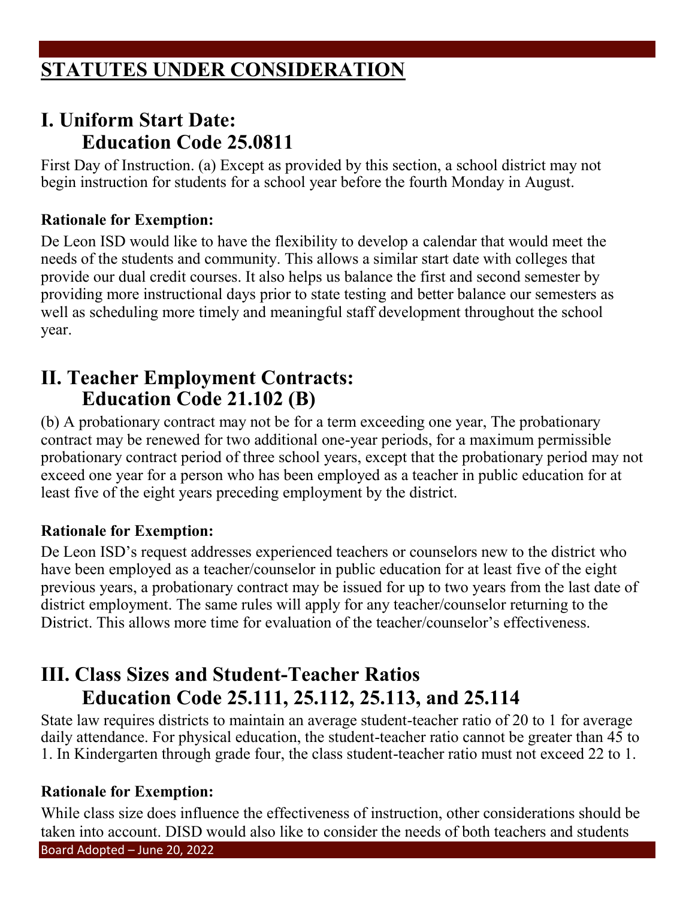## STATUTES UNDER CONSIDERATION

### I. Uniform Start Date: Education Code 25.0811

First Day of Instruction. (a) Except as provided by this section, a school district may not begin instruction for students for a school year before the fourth Monday in August.

**Rationale for Exemption:**

De Leon ISD would like to have the flexibility to develop a calendar that would meet the needs of the students and community. This allows a similar start date with colleges that provide our dual credit courses. It also helps us balance the first and second semester by providing more instructional days prior to state testing and better balance our semesters as well as scheduling more timely and meaningful staff development throughout the school year.

### II. Teacher Employment Contracts: Education Code 21.102 (B)

(b) A probationary contract may not be for a term exceeding one year, The probationary contract may be renewed for two additional one-year periods, for a maximum permissible probationary contract period of three school years, except that the probationary period may not exceed one year for a person who has been employed as a teacher in public education for at least five of the eight years preceding employment by the district.

**Rationale for Exemption:**

De Leon ISD's request addresses experienced teachers or counselors new to the district who have been employed as a teacher/counselor in public education for at least five of the eight previous years, a probationary contract may be issued for up to two years from the last date of district employment. The same rules will apply for any teacher/counselor returning to the District. This allows more time for evaluation of the teacher/counselor's effectiveness.

### III. Class Sizes and Student-Teacher Ratios Education Code 25.111, 25.112, 25.113, and 25.114

State law requires districts to maintain an average student-teacher ratio of 20 to 1 for average daily attendance. For physical education, the student-teacher ratio cannot be greater than 45 to 1. In Kindergarten through grade four, the class student-teacher ratio must not exceed 22 to 1.

**Rationale for Exemption:**

While class size does influence the effectiveness of instruction, other considerations should be taken into account. DISD would also like to consider the needs of both teachers and students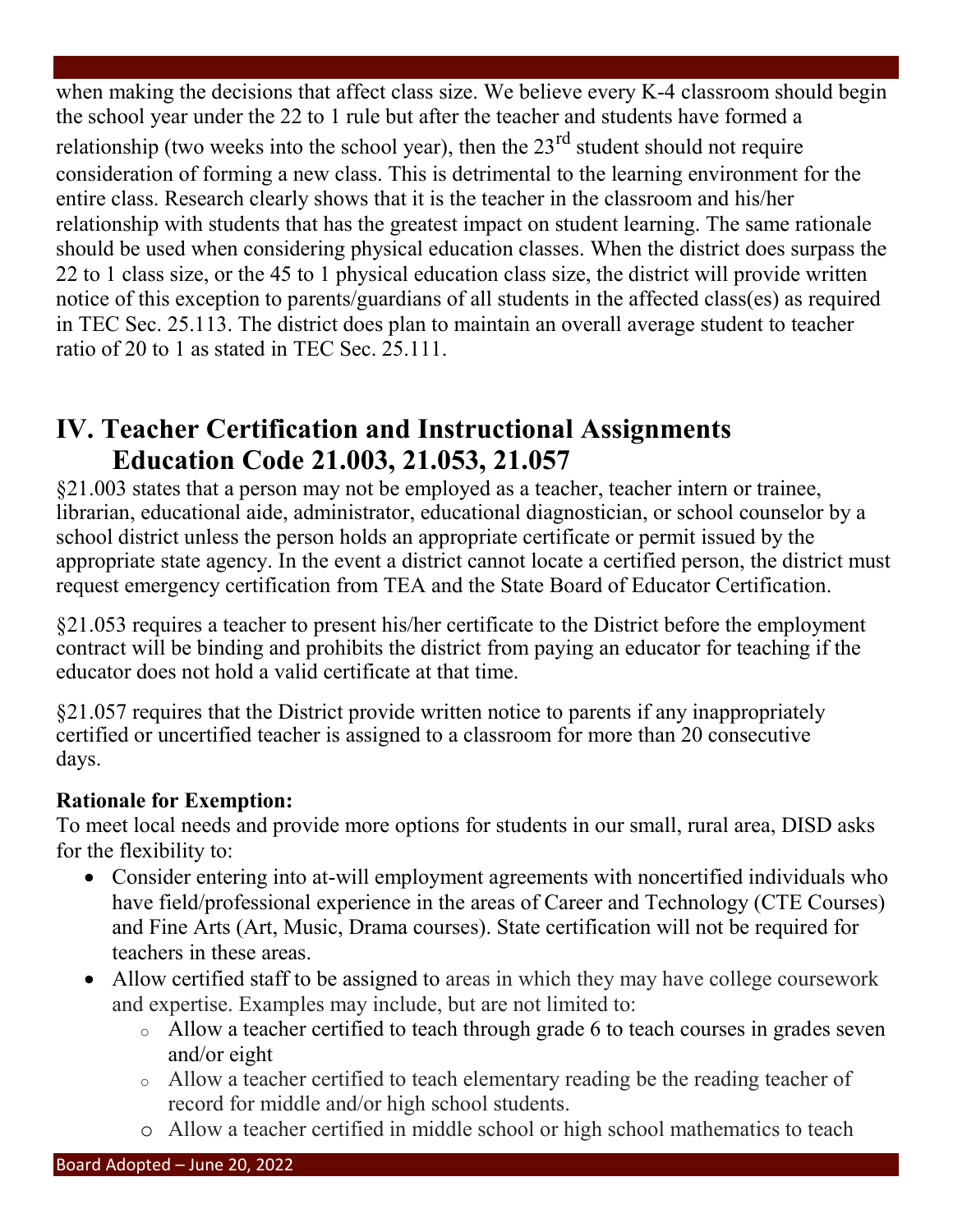when making the decisions that affect class size. We believe every K-4 classroom should begin the school year under the 22 to 1 rule but after the teacher and students have formed a relationship (two weeks into the school year), then the 23rd student should not require consideration of forming a new class. This is detrimental to the learning environment for the entire class. Research clearly shows that it is the teacher in the classroom and his/her relationship with students that has the greatest impact on student learning. The same rationale should be used when considering physical education classes. When the district does surpass the 22 to 1 class size, or the 45 to 1 physical education class size, the district will provide written notice of this exception to parents/guardians of all students in the affected class(es) as required in TEC Sec. 25.113. The district does plan to maintain an overall average student to teacher ratio of 20 to 1 as stated in TEC Sec. 25.111.

## IV. Teacher Certification and Instructional Assignments Education Code 21.003, 21.053, 21.057

§21.003 states that a person may not be employed as a teacher, teacher intern or trainee, librarian, educational aide, administrator, educational diagnostician, or school counselor by a school district unless the person holds an appropriate certificate or permit issued by the appropriate state agency. In the event a district cannot locate a certified person, the district must request emergency certification from TEA and the State Board of Educator Certification.

§21.053 requires a teacher to present his/her certificate to the District before the employment contract will be binding and prohibits the district from paying an educator for teaching if the educator does not hold a valid certificate at that time.

§21.057 requires that the District provide written notice to parents if any inappropriately certified or uncertified teacher is assigned to a classroom for more than 20 consecutive days.

**Rationale for Exemption:**

To meet local needs and provide more options for students in our small, rural area, DISD asks for the flexibility to:

- Consider entering into at-will employment agreements with noncertified individuals who have field/professional experience in the areas of Career and Technology (CTE Courses) and Fine Arts (Art, Music, Drama courses). State certification will not be required for teachers in these areas.
- Allow certified staff to be assigned to areas in which they may have college coursework and expertise. Examples may include, but are not limited to:
  - Allow a teacher certified to teach through grade 6 to teach courses in grades seven and/or eight
  - Allow a teacher certified to teach elementary reading be the reading teacher of record for middle and/or high school students.
  - Allow a teacher certified in middle school or high school mathematics to teach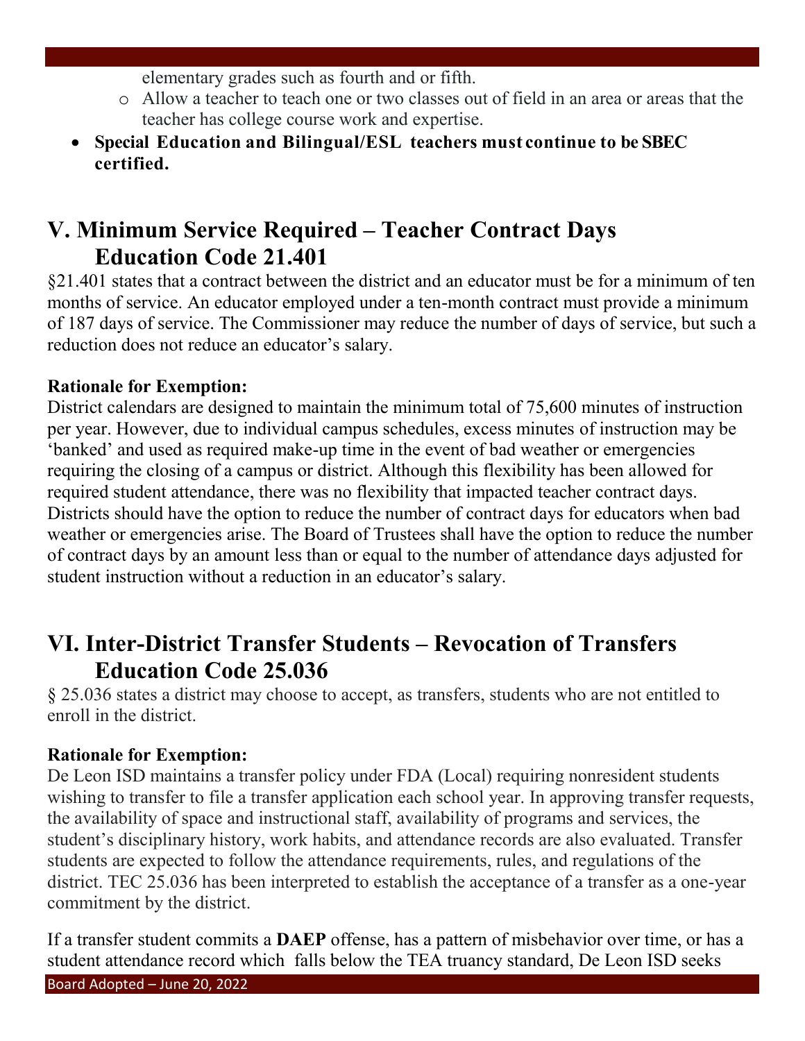elementary grades such as fourth and or fifth.
    - Allow a teacher to teach one or two classes out of field in an area or areas that the teacher has college course work and expertise.
- **Special Education and Bilingual/ESL teachers must continue to be SBEC certified.**

## V. Minimum Service Required – Teacher Contract Days Education Code 21.401

§21.401 states that a contract between the district and an educator must be for a minimum of ten months of service. An educator employed under a ten-month contract must provide a minimum of 187 days of service. The Commissioner may reduce the number of days of service, but such a reduction does not reduce an educator's salary.

**Rationale for Exemption:**
District calendars are designed to maintain the minimum total of 75,600 minutes of instruction per year. However, due to individual campus schedules, excess minutes of instruction may be 'banked' and used as required make-up time in the event of bad weather or emergencies requiring the closing of a campus or district. Although this flexibility has been allowed for required student attendance, there was no flexibility that impacted teacher contract days. Districts should have the option to reduce the number of contract days for educators when bad weather or emergencies arise. The Board of Trustees shall have the option to reduce the number of contract days by an amount less than or equal to the number of attendance days adjusted for student instruction without a reduction in an educator's salary.

## VI. Inter-District Transfer Students – Revocation of Transfers Education Code 25.036

§ 25.036 states a district may choose to accept, as transfers, students who are not entitled to enroll in the district.

**Rationale for Exemption:**
De Leon ISD maintains a transfer policy under FDA (Local) requiring nonresident students wishing to transfer to file a transfer application each school year. In approving transfer requests, the availability of space and instructional staff, availability of programs and services, the student's disciplinary history, work habits, and attendance records are also evaluated. Transfer students are expected to follow the attendance requirements, rules, and regulations of the district. TEC 25.036 has been interpreted to establish the acceptance of a transfer as a one-year commitment by the district.

If a transfer student commits a **DAEP** offense, has a pattern of misbehavior over time, or has a student attendance record which falls below the TEA truancy standard, De Leon ISD seeks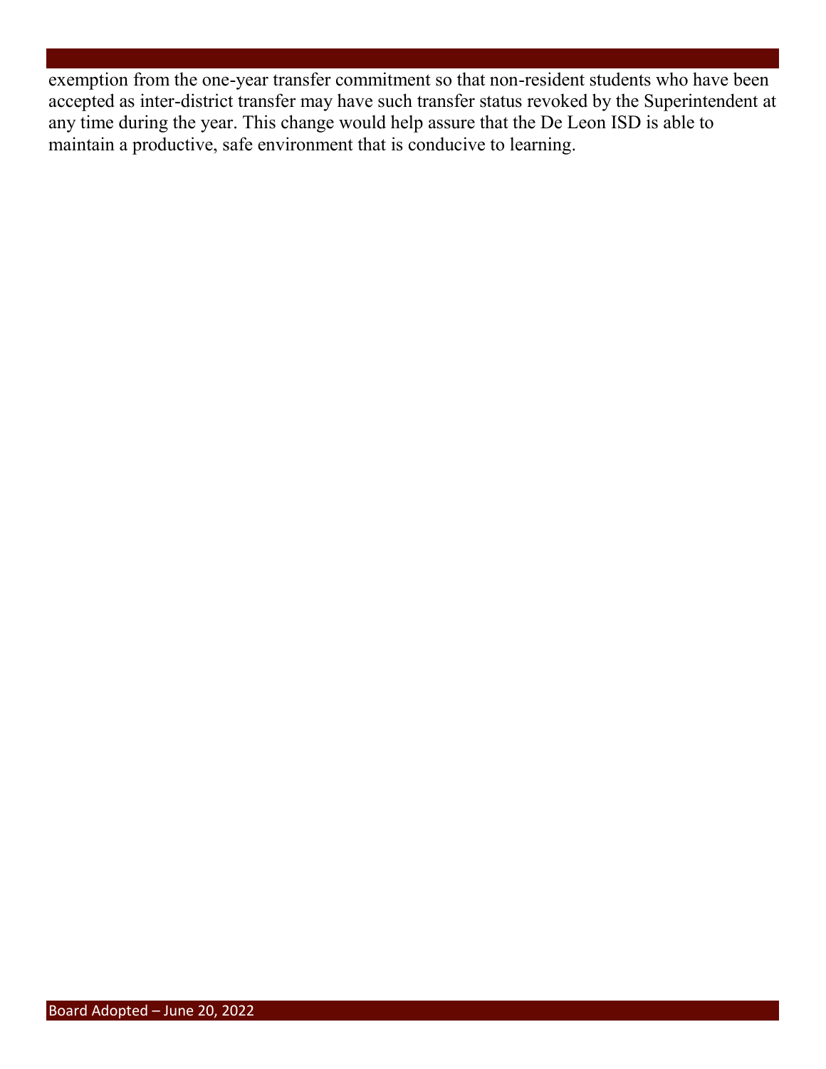exemption from the one-year transfer commitment so that non-resident students who have been accepted as inter-district transfer may have such transfer status revoked by the Superintendent at any time during the year. This change would help assure that the De Leon ISD is able to maintain a productive, safe environment that is conducive to learning.